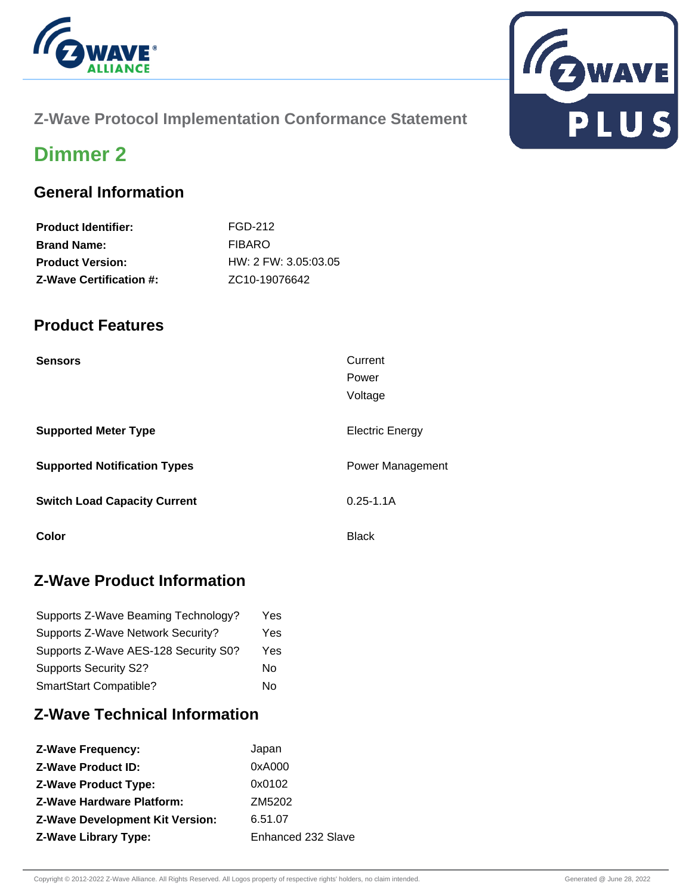## Z-Wave Protocol Implementation Conformance Statement

# Dimmer 2

## General Information

| | |
|---|---|
| **Product Identifier:** | FGD-212 |
| **Brand Name:** | FIBARO |
| **Product Version:** | HW: 2 FW: 3.05:03.05 |
| **Z-Wave Certification #:** | ZC10-19076642 |

## Product Features

| | |
|---|---|
| **Sensors** | Current<br>Power<br>Voltage |
| **Supported Meter Type** | Electric Energy |
| **Supported Notification Types** | Power Management |
| **Switch Load Capacity Current** | 0.25-1.1A |
| **Color** | Black |

## Z-Wave Product Information

| | |
|---|---|
| Supports Z-Wave Beaming Technology? | Yes |
| Supports Z-Wave Network Security? | Yes |
| Supports Z-Wave AES-128 Security S0? | Yes |
| Supports Security S2? | No |
| SmartStart Compatible? | No |

## Z-Wave Technical Information

| | |
|---|---|
| **Z-Wave Frequency:** | Japan |
| **Z-Wave Product ID:** | 0xA000 |
| **Z-Wave Product Type:** | 0x0102 |
| **Z-Wave Hardware Platform:** | ZM5202 |
| **Z-Wave Development Kit Version:** | 6.51.07 |
| **Z-Wave Library Type:** | Enhanced 232 Slave |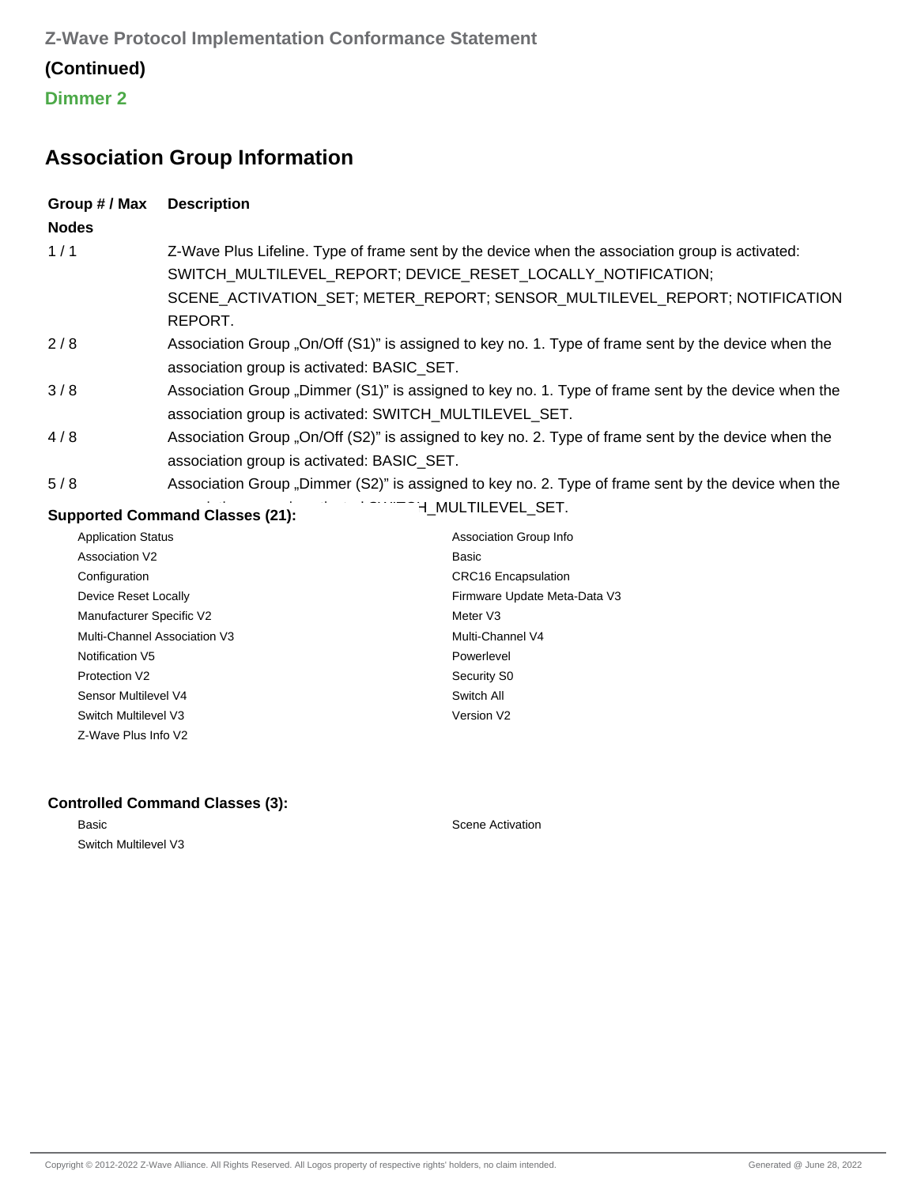# Z-Wave Protocol Implementation Conformance Statement

## (Continued)

## Dimmer 2

## Association Group Information

| Group # / Max Nodes | Description |
|---|---|
| 1 / 1 | Z-Wave Plus Lifeline. Type of frame sent by the device when the association group is activated: SWITCH_MULTILEVEL_REPORT; DEVICE_RESET_LOCALLY_NOTIFICATION; SCENE_ACTIVATION_SET; METER_REPORT; SENSOR_MULTILEVEL_REPORT; NOTIFICATION REPORT. |
| 2 / 8 | Association Group „On/Off (S1)" is assigned to key no. 1. Type of frame sent by the device when the association group is activated: BASIC_SET. |
| 3 / 8 | Association Group „Dimmer (S1)" is assigned to key no. 1. Type of frame sent by the device when the association group is activated: SWITCH_MULTILEVEL_SET. |
| 4 / 8 | Association Group „On/Off (S2)" is assigned to key no. 2. Type of frame sent by the device when the association group is activated: BASIC_SET. |
| 5 / 8 | Association Group „Dimmer (S2)" is assigned to key no. 2. Type of frame sent by the device when the association group is activated: SWITCH_MULTILEVEL_SET. |

**Supported Command Classes (21):**

- Application Status
- Association Group Info
- Association V2
- Basic
- Configuration
- CRC16 Encapsulation
- Device Reset Locally
- Firmware Update Meta-Data V3
- Manufacturer Specific V2
- Meter V3
- Multi-Channel Association V3
- Multi-Channel V4
- Notification V5
- Powerlevel
- Protection V2
- Security S0
- Sensor Multilevel V4
- Switch All
- Switch Multilevel V3
- Version V2
- Z-Wave Plus Info V2

**Controlled Command Classes (3):**

- Basic
- Scene Activation
- Switch Multilevel V3